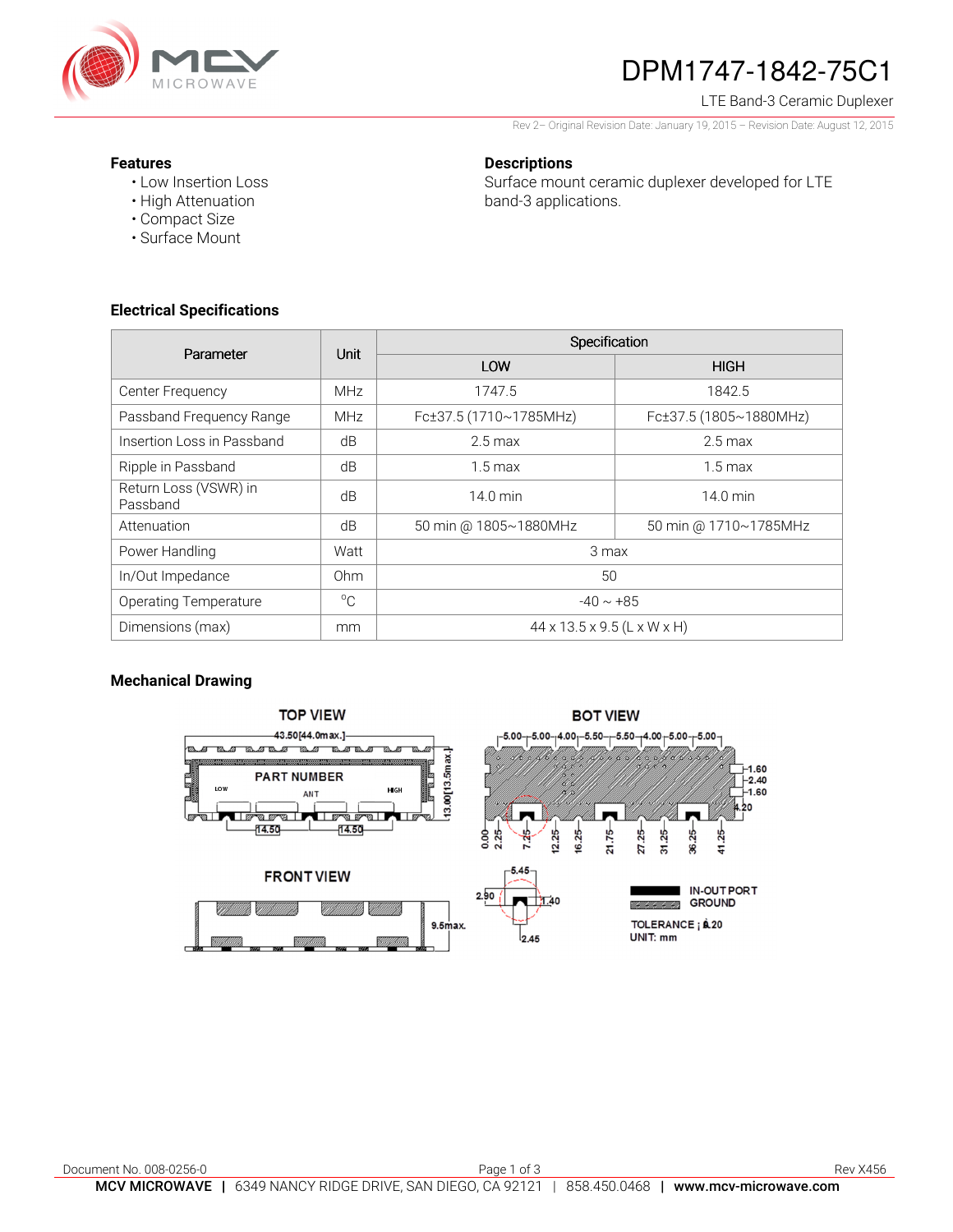# DPM1747-1842-75C1

LTE Band-3 Ceramic Duplexer

Rev 2– Original Revision Date: January 19, 2015 – Revision Date: August 12, 2015

### Features

- Low Insertion Loss
- High Attenuation
- Compact Size
- Surface Mount

### Descriptions

Surface mount ceramic duplexer developed for LTE band-3 applications.

### Electrical Specifications

| Parameter | Unit | Specification | |
|---|---|---|---|
| | | LOW | HIGH |
| Center Frequency | MHz | 1747.5 | 1842.5 |
| Passband Frequency Range | MHz | Fc±37.5 (1710~1785MHz) | Fc±37.5 (1805~1880MHz) |
| Insertion Loss in Passband | dB | 2.5 max | 2.5 max |
| Ripple in Passband | dB | 1.5 max | 1.5 max |
| Return Loss (VSWR) in Passband | dB | 14.0 min | 14.0 min |
| Attenuation | dB | 50 min @ 1805~1880MHz | 50 min @ 1710~1785MHz |
| Power Handling | Watt | 3 max | |
| In/Out Impedance | Ohm | 50 | |
| Operating Temperature | °C | -40 ~ +85 | |
| Dimensions (max) | mm | 44 x 13.5 x 9.5 (L x W x H) | |

### Mechanical Drawing

TOP VIEW

43.50[44.0max.]

PART NUMBER

LOW ANT HIGH

13.00[13.5max.]

14.50 14.50

BOT VIEW

5.00 5.00 4.00 5.50 5.50 4.00 5.00 5.00

1.60 2.40 1.60 4.20

0.00 2.25 7.25 12.25 16.25 21.75 27.25 31.25 36.25 41.25

FRONT VIEW

9.5max.

5.45 2.90 1.40 2.45

IN-OUT PORT

GROUND

TOLERANCE ±0.20

UNIT: mm

Document No. 008-0256-0

Rev X456

MCV MICROWAVE | 6349 NANCY RIDGE DRIVE, SAN DIEGO, CA 92121 | 858.450.0468 | www.mcv-microwave.com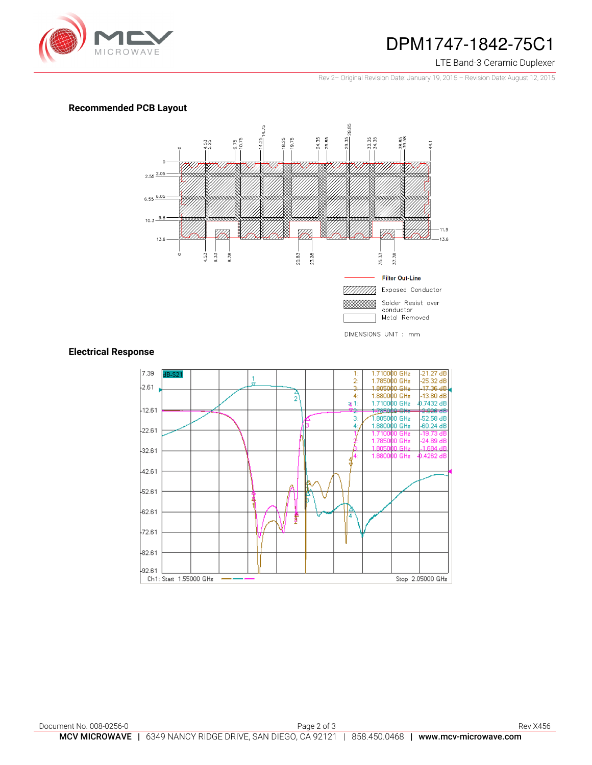## Recommended PCB Layout

Filter Out-Line

Exposed Conductor

Solder Resist over conductor

Metal Removed

DIMENSIONS UNIT : mm

## Electrical Response

| Marker | Frequency | Value |
|---|---|---|
| 1: | 1.710000 GHz | -21.27 dB |
| 2: | 1.785000 GHz | -25.32 dB |
| 3: | 1.805000 GHz | -17.36 dB |
| 4: | 1.880000 GHz | -13.80 dB |
| 1: | 1.710000 GHz | -0.7432 dB |
| 2: | 1.785000 GHz | -2.838 dB |
| 3: | 1.805000 GHz | -52.58 dB |
| 4: | 1.880000 GHz | -60.24 dB |
| 1: | 1.710000 GHz | -19.73 dB |
| 2: | 1.785000 GHz | -24.89 dB |
| 3: | 1.805000 GHz | -1.684 dB |
| 4: | 1.880000 GHz | -0.4262 dB |

Ch1: Start 1.55000 GHz — Stop 2.05000 GHz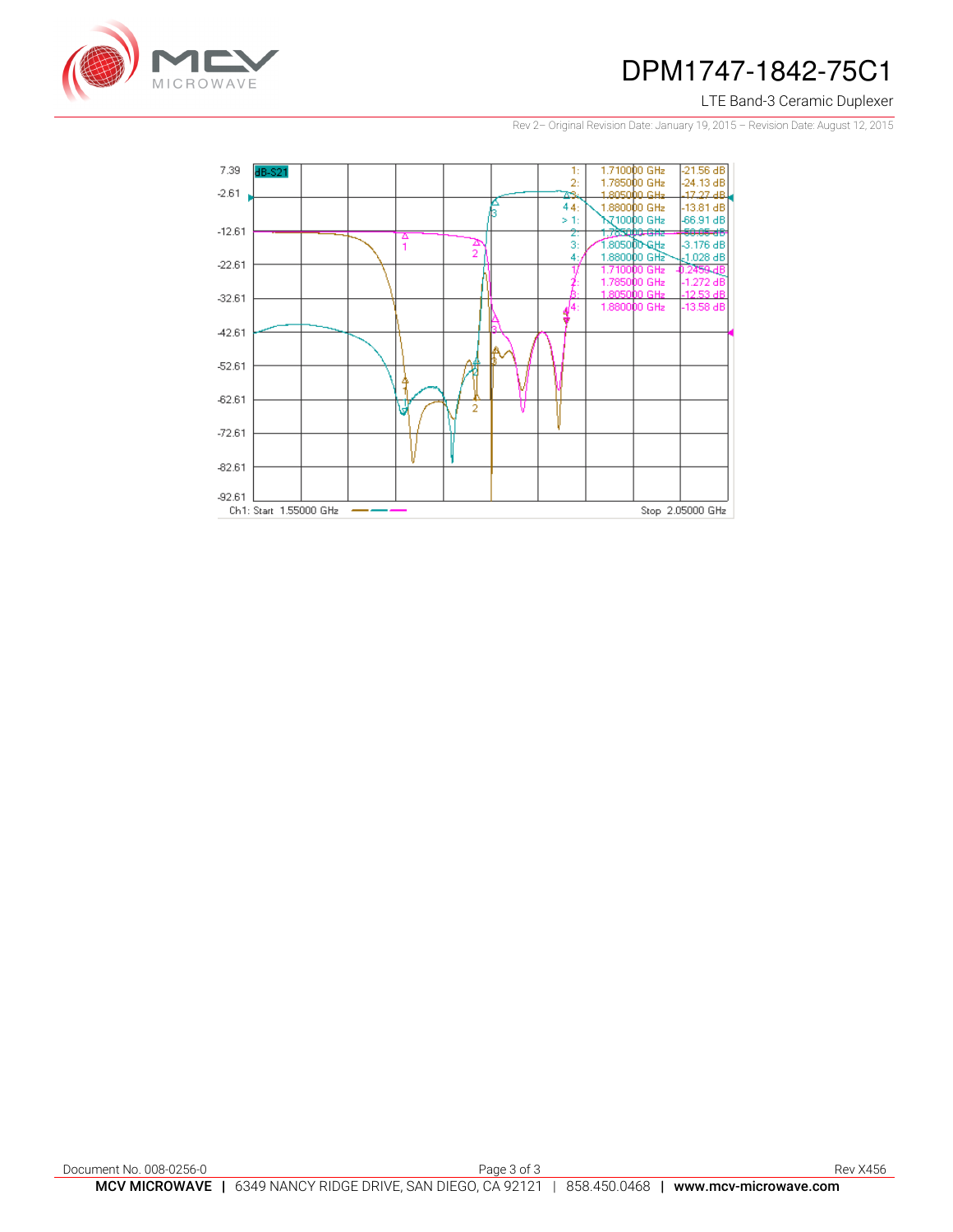7.39
dB-S21
-2.61
-12.61
-22.61
-32.61
-42.61
-52.61
-62.61
-72.61
-82.61
-92.61

1: 1.710000 GHz -21.56 dB
2: 1.785000 GHz -24.13 dB
3: 1.805000 GHz -17.27 dB
4: 1.880000 GHz -13.81 dB
> 1: 1.710000 GHz -66.91 dB
2: 1.785000 GHz -50.85 dB
3: 1.805000 GHz -3.176 dB
4: 1.880000 GHz -1.028 dB
1: 1.710000 GHz -0.2459 dB
2: 1.785000 GHz -1.272 dB
3: 1.805000 GHz -12.53 dB
4: 1.880000 GHz -13.58 dB

Ch1: Start 1.55000 GHz
Stop 2.05000 GHz